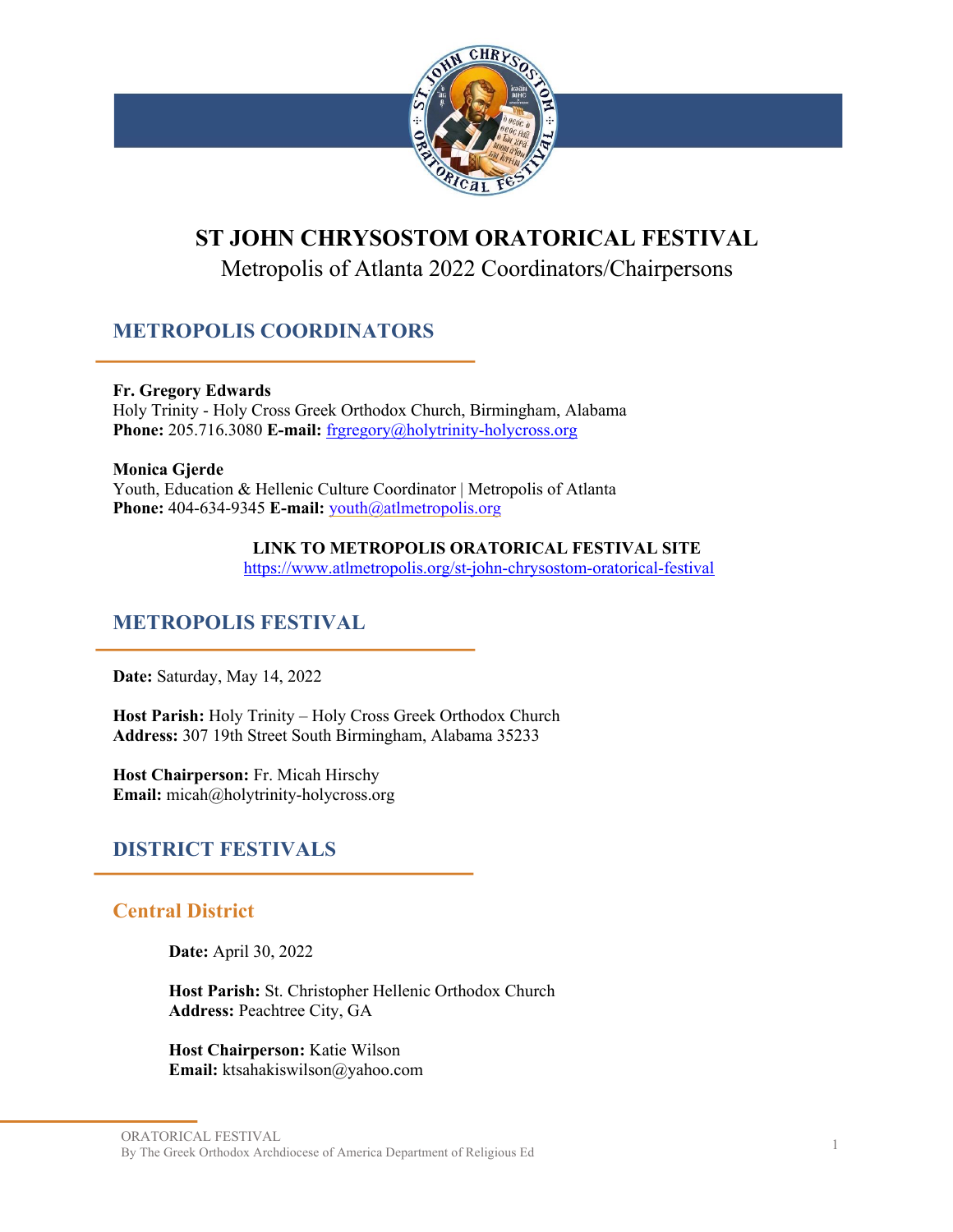# ST JOHN CHRYSOSTOM ORATORICAL FESTIVAL

Metropolis of Atlanta 2022 Coordinators/Chairpersons

## METROPOLIS COORDINATORS

**Fr. Gregory Edwards**
Holy Trinity - Holy Cross Greek Orthodox Church, Birmingham, Alabama
**Phone:** 205.716.3080 **E-mail:** frgregory@holytrinity-holycross.org

**Monica Gjerde**
Youth, Education & Hellenic Culture Coordinator | Metropolis of Atlanta
**Phone:** 404-634-9345 **E-mail:** youth@atlmetropolis.org

**LINK TO METROPOLIS ORATORICAL FESTIVAL SITE**
https://www.atlmetropolis.org/st-john-chrysostom-oratorical-festival

## METROPOLIS FESTIVAL

**Date:** Saturday, May 14, 2022

**Host Parish:** Holy Trinity – Holy Cross Greek Orthodox Church
**Address:** 307 19th Street South Birmingham, Alabama 35233

**Host Chairperson:** Fr. Micah Hirschy
**Email:** micah@holytrinity-holycross.org

## DISTRICT FESTIVALS

### Central District

**Date:** April 30, 2022

**Host Parish:** St. Christopher Hellenic Orthodox Church
**Address:** Peachtree City, GA

**Host Chairperson:** Katie Wilson
**Email:** ktsahakiswilson@yahoo.com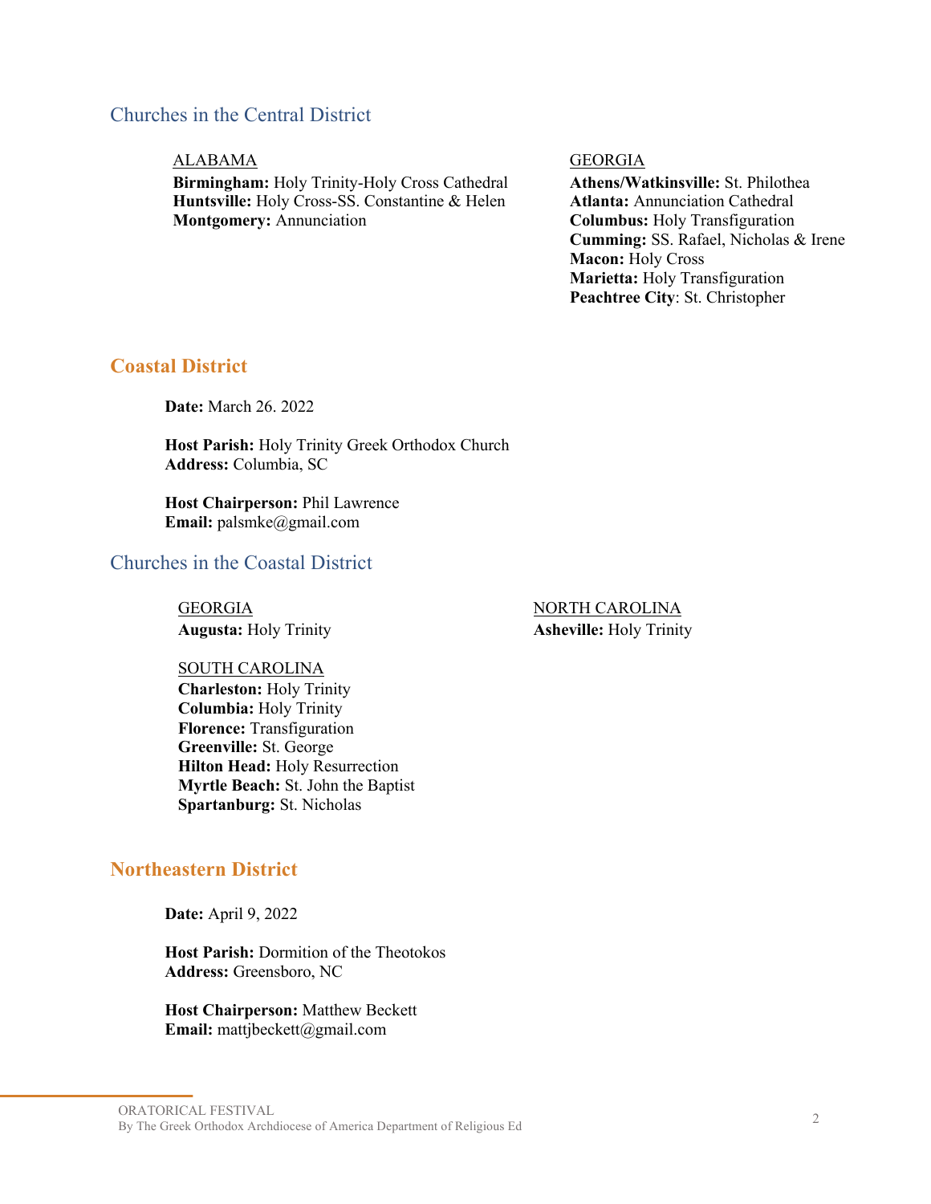### Churches in the Central District

ALABAMA
**Birmingham:** Holy Trinity-Holy Cross Cathedral
**Huntsville:** Holy Cross-SS. Constantine & Helen
**Montgomery:** Annunciation

GEORGIA
**Athens/Watkinsville:** St. Philothea
**Atlanta:** Annunciation Cathedral
**Columbus:** Holy Transfiguration
**Cumming:** SS. Rafael, Nicholas & Irene
**Macon:** Holy Cross
**Marietta:** Holy Transfiguration
**Peachtree City**: St. Christopher

## Coastal District

**Date:** March 26. 2022

**Host Parish:** Holy Trinity Greek Orthodox Church
**Address:** Columbia, SC

**Host Chairperson:** Phil Lawrence
**Email:** palsmke@gmail.com

### Churches in the Coastal District

GEORGIA
**Augusta:** Holy Trinity

SOUTH CAROLINA
**Charleston:** Holy Trinity
**Columbia:** Holy Trinity
**Florence:** Transfiguration
**Greenville:** St. George
**Hilton Head:** Holy Resurrection
**Myrtle Beach:** St. John the Baptist
**Spartanburg:** St. Nicholas

NORTH CAROLINA
**Asheville:** Holy Trinity

## Northeastern District

**Date:** April 9, 2022

**Host Parish:** Dormition of the Theotokos
**Address:** Greensboro, NC

**Host Chairperson:** Matthew Beckett
**Email:** mattjbeckett@gmail.com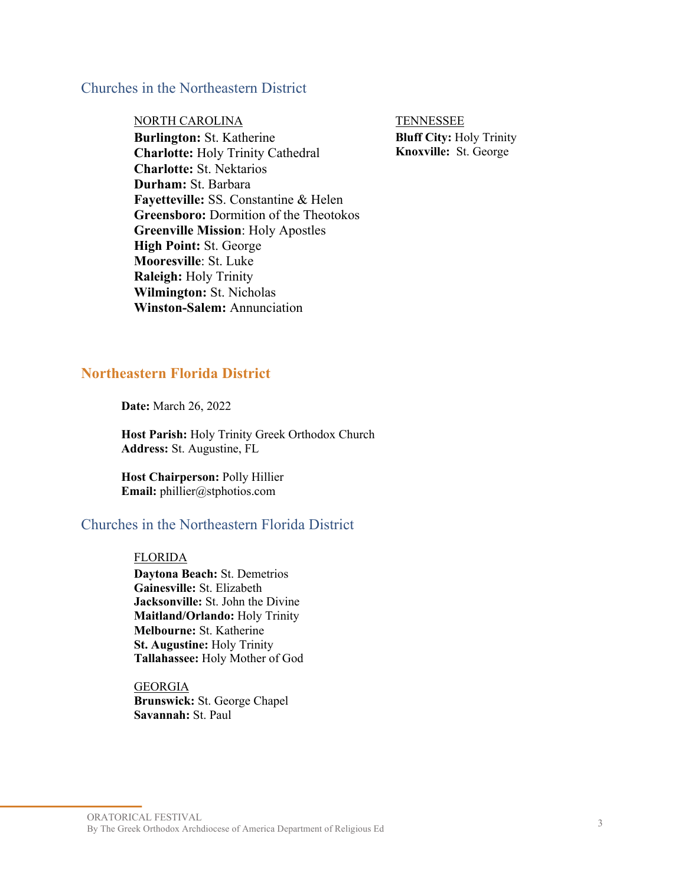### Churches in the Northeastern District

NORTH CAROLINA
**Burlington:** St. Katherine
**Charlotte:** Holy Trinity Cathedral
**Charlotte:** St. Nektarios
**Durham:** St. Barbara
**Fayetteville:** SS. Constantine & Helen
**Greensboro:** Dormition of the Theotokos
**Greenville Mission**: Holy Apostles
**High Point:** St. George
**Mooresville**: St. Luke
**Raleigh:** Holy Trinity
**Wilmington:** St. Nicholas
**Winston-Salem:** Annunciation

TENNESSEE
**Bluff City:** Holy Trinity
**Knoxville:** St. George

## Northeastern Florida District

**Date:** March 26, 2022

**Host Parish:** Holy Trinity Greek Orthodox Church
**Address:** St. Augustine, FL

**Host Chairperson:** Polly Hillier
**Email:** phillier@stphotios.com

### Churches in the Northeastern Florida District

FLORIDA
**Daytona Beach:** St. Demetrios
**Gainesville:** St. Elizabeth
**Jacksonville:** St. John the Divine
**Maitland/Orlando:** Holy Trinity
**Melbourne:** St. Katherine
**St. Augustine:** Holy Trinity
**Tallahassee:** Holy Mother of God

GEORGIA
**Brunswick:** St. George Chapel
**Savannah:** St. Paul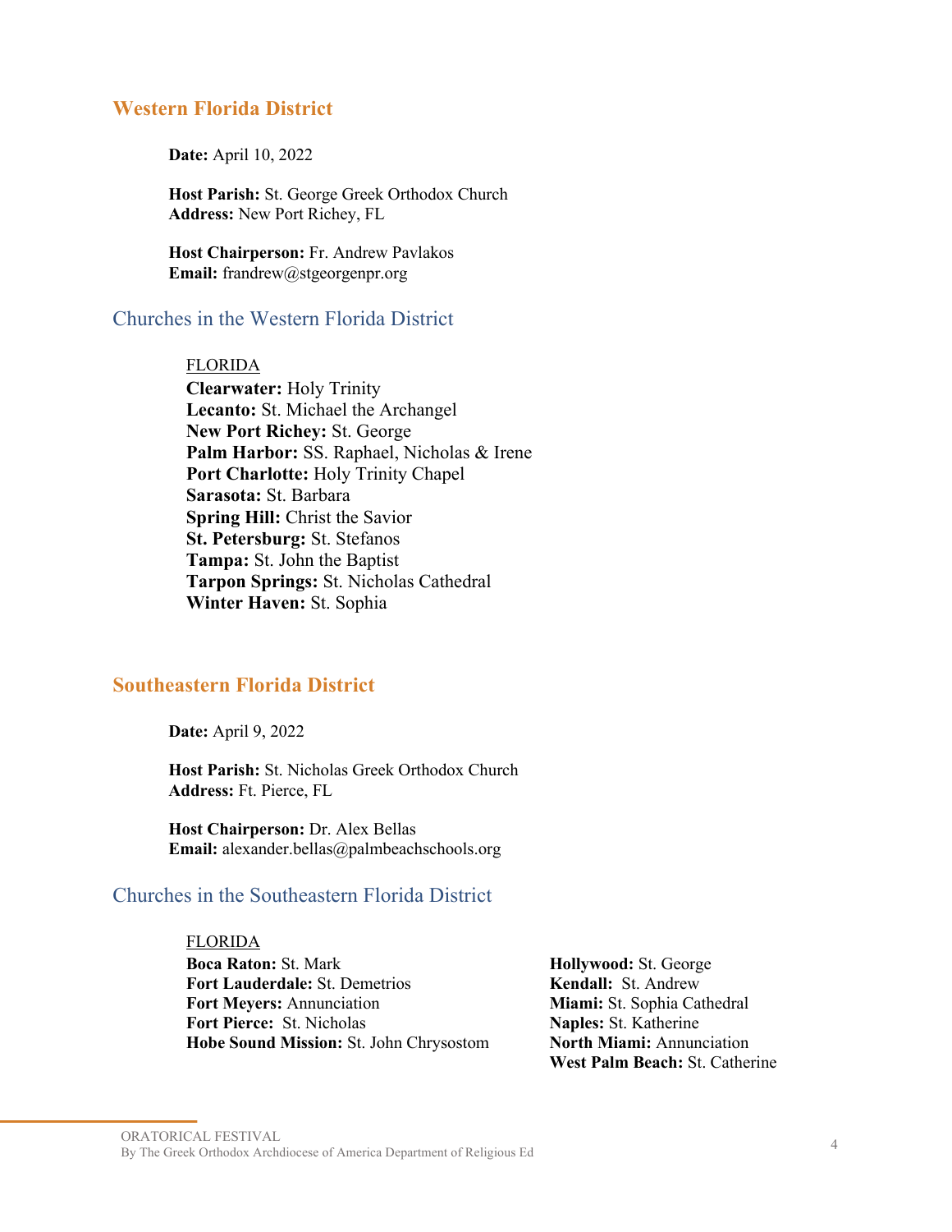## Western Florida District

**Date:** April 10, 2022

**Host Parish:** St. George Greek Orthodox Church
**Address:** New Port Richey, FL

**Host Chairperson:** Fr. Andrew Pavlakos
**Email:** frandrew@stgeorgenpr.org

### Churches in the Western Florida District

FLORIDA
**Clearwater:** Holy Trinity
**Lecanto:** St. Michael the Archangel
**New Port Richey:** St. George
**Palm Harbor:** SS. Raphael, Nicholas & Irene
**Port Charlotte:** Holy Trinity Chapel
**Sarasota:** St. Barbara
**Spring Hill:** Christ the Savior
**St. Petersburg:** St. Stefanos
**Tampa:** St. John the Baptist
**Tarpon Springs:** St. Nicholas Cathedral
**Winter Haven:** St. Sophia

## Southeastern Florida District

**Date:** April 9, 2022

**Host Parish:** St. Nicholas Greek Orthodox Church
**Address:** Ft. Pierce, FL

**Host Chairperson:** Dr. Alex Bellas
**Email:** alexander.bellas@palmbeachschools.org

### Churches in the Southeastern Florida District

FLORIDA
**Boca Raton:** St. Mark
**Fort Lauderdale:** St. Demetrios
**Fort Meyers:** Annunciation
**Fort Pierce:** St. Nicholas
**Hobe Sound Mission:** St. John Chrysostom
**Hollywood:** St. George
**Kendall:** St. Andrew
**Miami:** St. Sophia Cathedral
**Naples:** St. Katherine
**North Miami:** Annunciation
**West Palm Beach:** St. Catherine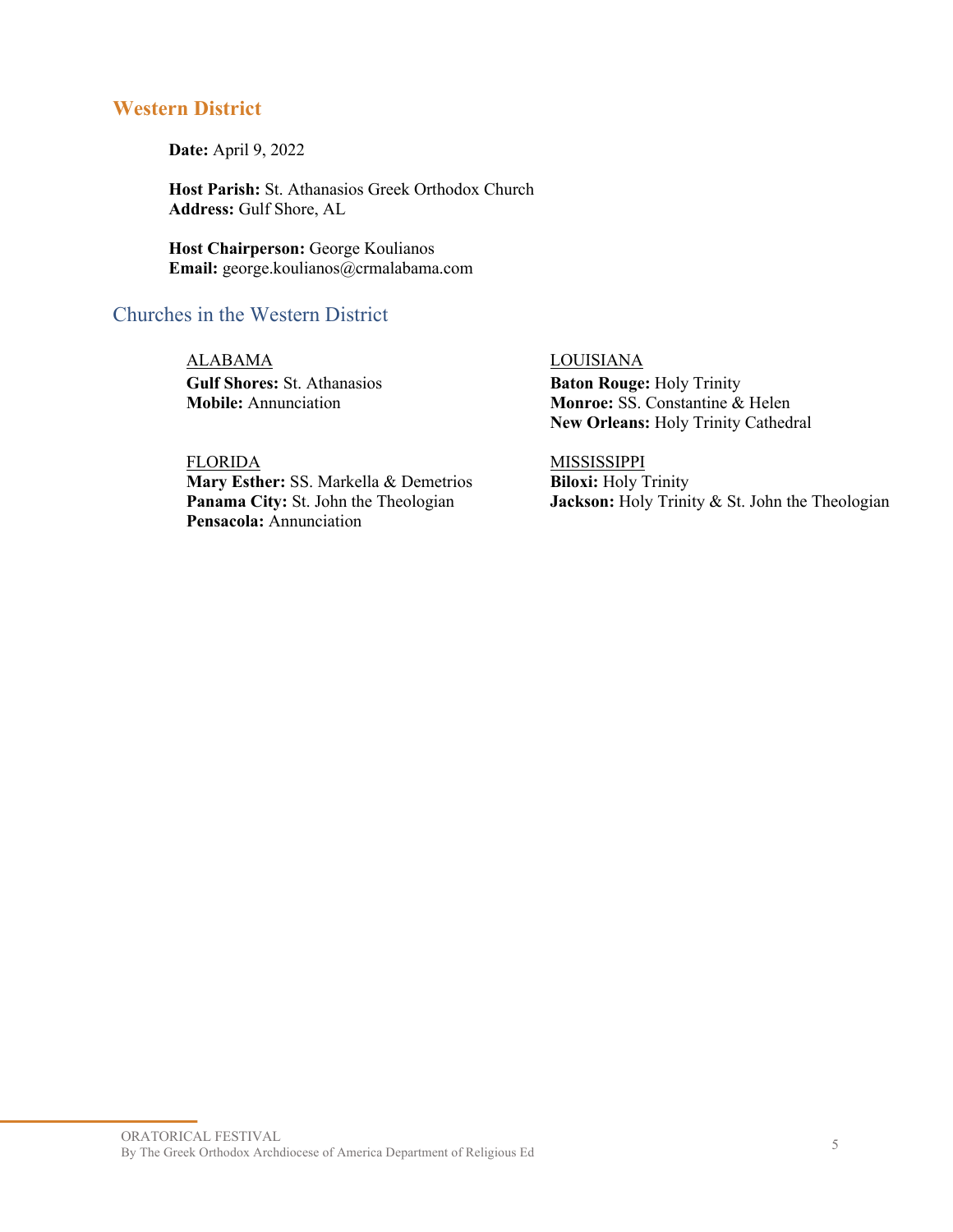## Western District

**Date:** April 9, 2022

**Host Parish:** St. Athanasios Greek Orthodox Church
**Address:** Gulf Shore, AL

**Host Chairperson:** George Koulianos
**Email:** george.koulianos@crmalabama.com

### Churches in the Western District

ALABAMA
**Gulf Shores:** St. Athanasios
**Mobile:** Annunciation

FLORIDA
**Mary Esther:** SS. Markella & Demetrios
**Panama City:** St. John the Theologian
**Pensacola:** Annunciation

LOUISIANA
**Baton Rouge:** Holy Trinity
**Monroe:** SS. Constantine & Helen
**New Orleans:** Holy Trinity Cathedral

MISSISSIPPI
**Biloxi:** Holy Trinity
**Jackson:** Holy Trinity & St. John the Theologian